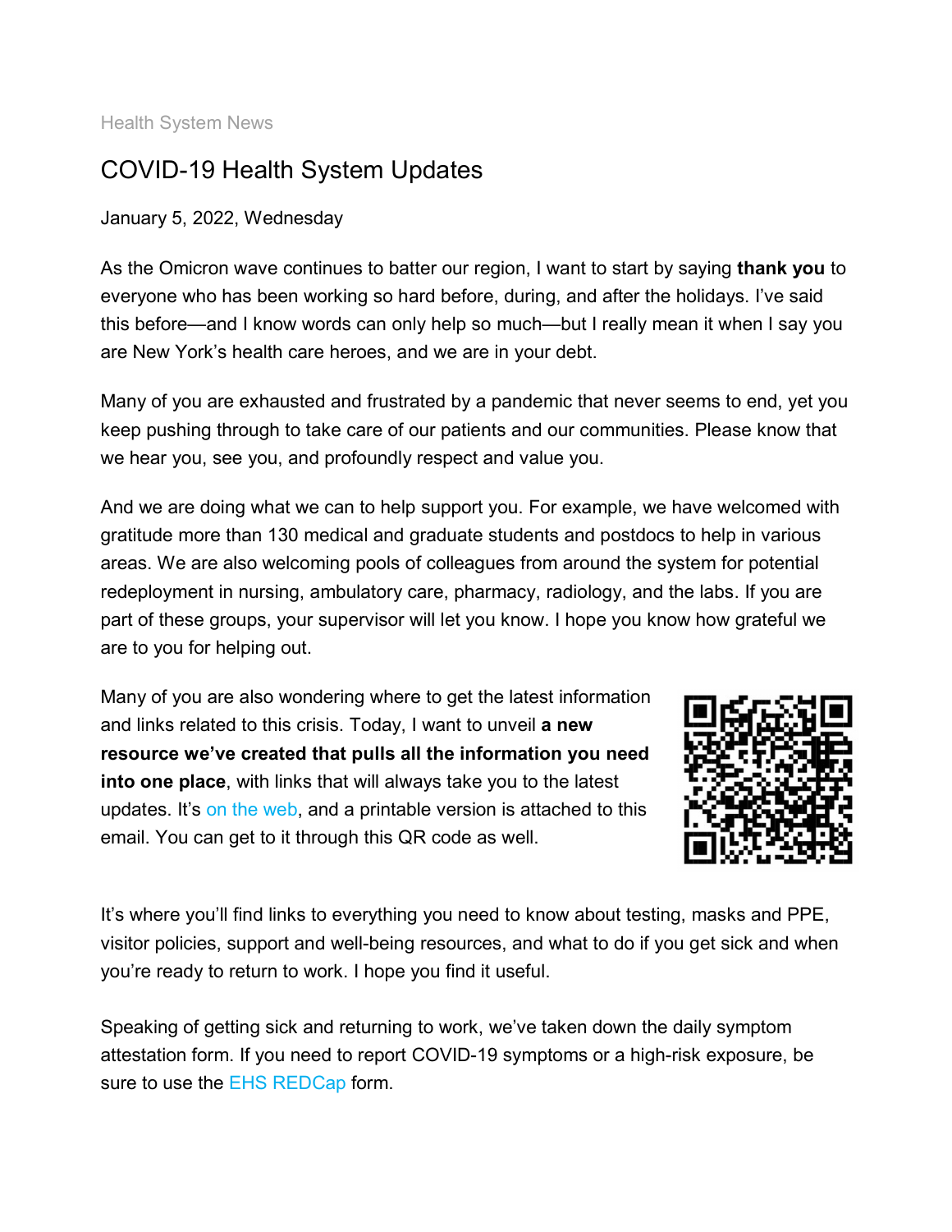Health System News

# COVID-19 Health System Updates

January 5, 2022, Wednesday

As the Omicron wave continues to batter our region, I want to start by saying **thank you** to everyone who has been working so hard before, during, and after the holidays. I've said this before—and I know words can only help so much—but I really mean it when I say you are New York's health care heroes, and we are in your debt.

Many of you are exhausted and frustrated by a pandemic that never seems to end, yet you keep pushing through to take care of our patients and our communities. Please know that we hear you, see you, and profoundly respect and value you.

And we are doing what we can to help support you. For example, we have welcomed with gratitude more than 130 medical and graduate students and postdocs to help in various areas. We are also welcoming pools of colleagues from around the system for potential redeployment in nursing, ambulatory care, pharmacy, radiology, and the labs. If you are part of these groups, your supervisor will let you know. I hope you know how grateful we are to you for helping out.

Many of you are also wondering where to get the latest information and links related to this crisis. Today, I want to unveil **a new resource we've created that pulls all the information you need into one place**, with links that will always take you to the latest updates. It's on the web, and a printable version is attached to this email. You can get to it through this QR code as well.

It's where you'll find links to everything you need to know about testing, masks and PPE, visitor policies, support and well-being resources, and what to do if you get sick and when you're ready to return to work. I hope you find it useful.

Speaking of getting sick and returning to work, we've taken down the daily symptom attestation form. If you need to report COVID-19 symptoms or a high-risk exposure, be sure to use the EHS REDCap form.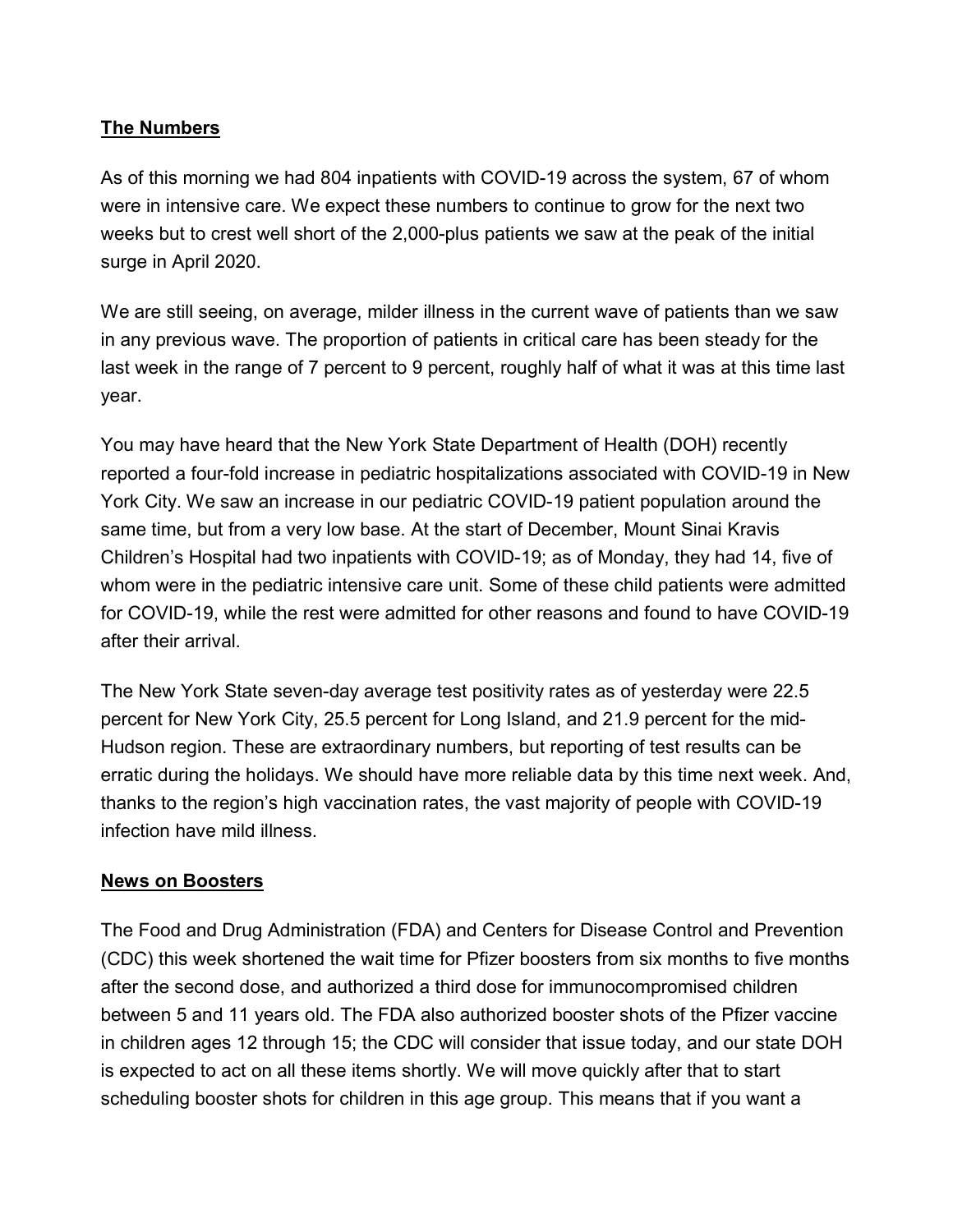## **The Numbers**

As of this morning we had 804 inpatients with COVID-19 across the system, 67 of whom were in intensive care. We expect these numbers to continue to grow for the next two weeks but to crest well short of the 2,000-plus patients we saw at the peak of the initial surge in April 2020.

We are still seeing, on average, milder illness in the current wave of patients than we saw in any previous wave. The proportion of patients in critical care has been steady for the last week in the range of 7 percent to 9 percent, roughly half of what it was at this time last year.

You may have heard that the New York State Department of Health (DOH) recently reported a four-fold increase in pediatric hospitalizations associated with COVID-19 in New York City. We saw an increase in our pediatric COVID-19 patient population around the same time, but from a very low base. At the start of December, Mount Sinai Kravis Children's Hospital had two inpatients with COVID-19; as of Monday, they had 14, five of whom were in the pediatric intensive care unit. Some of these child patients were admitted for COVID-19, while the rest were admitted for other reasons and found to have COVID-19 after their arrival.

The New York State seven-day average test positivity rates as of yesterday were 22.5 percent for New York City, 25.5 percent for Long Island, and 21.9 percent for the mid-Hudson region. These are extraordinary numbers, but reporting of test results can be erratic during the holidays. We should have more reliable data by this time next week. And, thanks to the region's high vaccination rates, the vast majority of people with COVID-19 infection have mild illness.

## **News on Boosters**

The Food and Drug Administration (FDA) and Centers for Disease Control and Prevention (CDC) this week shortened the wait time for Pfizer boosters from six months to five months after the second dose, and authorized a third dose for immunocompromised children between 5 and 11 years old. The FDA also authorized booster shots of the Pfizer vaccine in children ages 12 through 15; the CDC will consider that issue today, and our state DOH is expected to act on all these items shortly. We will move quickly after that to start scheduling booster shots for children in this age group. This means that if you want a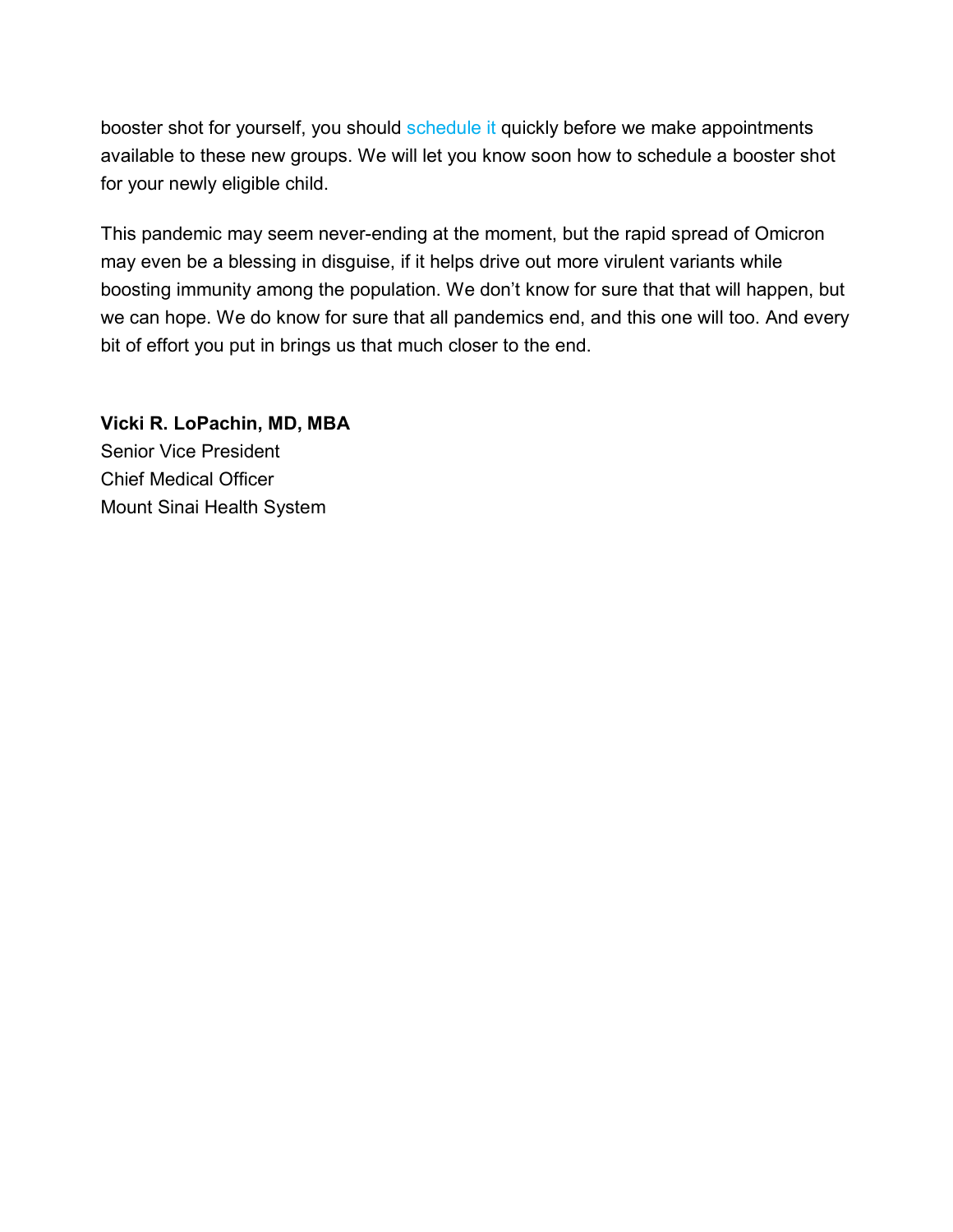booster shot for yourself, you should schedule it quickly before we make appointments available to these new groups. We will let you know soon how to schedule a booster shot for your newly eligible child.

This pandemic may seem never-ending at the moment, but the rapid spread of Omicron may even be a blessing in disguise, if it helps drive out more virulent variants while boosting immunity among the population. We don't know for sure that that will happen, but we can hope. We do know for sure that all pandemics end, and this one will too. And every bit of effort you put in brings us that much closer to the end.

**Vicki R. LoPachin, MD, MBA**
Senior Vice President
Chief Medical Officer
Mount Sinai Health System